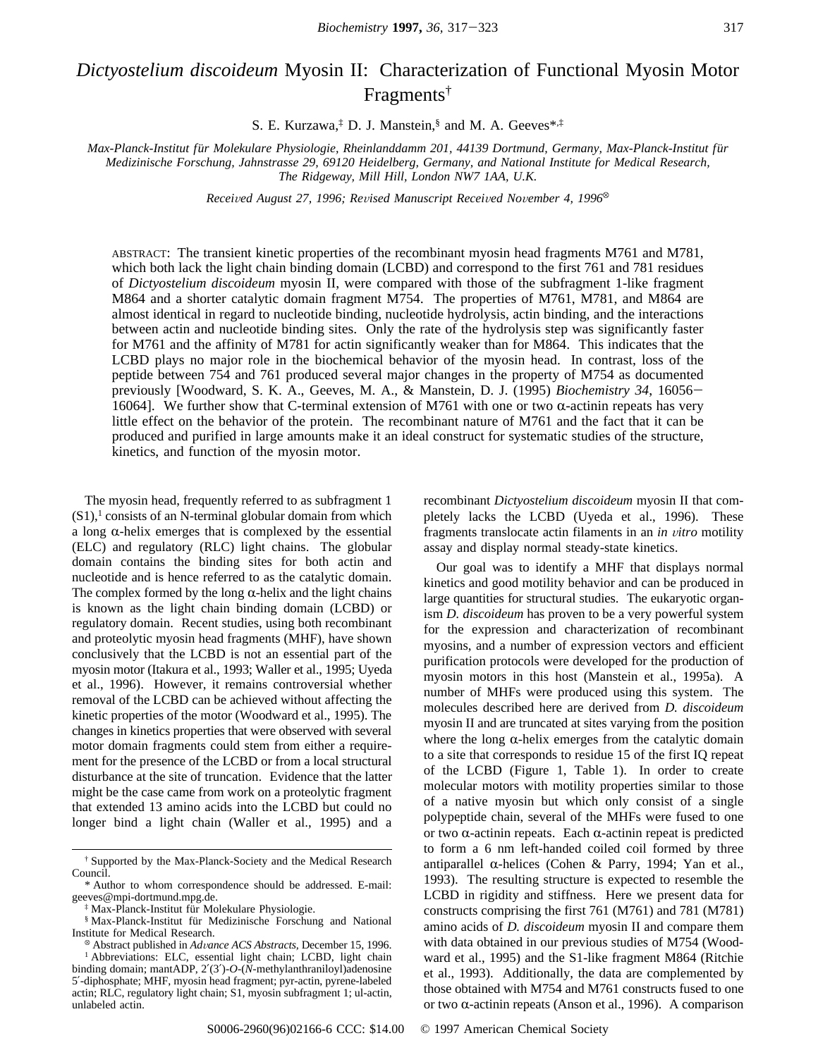# *Dictyostelium discoideum* Myosin II: Characterization of Functional Myosin Motor Fragments[†]

S. E. Kurzawa,[‡] D. J. Manstein,[§] and M. A. Geeves*,[‡]

*Max-Planck-Institut für Molekulare Physiologie, Rheinlanddamm 201, 44139 Dortmund, Germany, Max-Planck-Institut für Medizinische Forschung, Jahnstrasse 29, 69120 Heidelberg, Germany, and National Institute for Medical Research, The Ridgeway, Mill Hill, London NW7 1AA, U.K.*

*Received August 27, 1996; Revised Manuscript Received November 4, 1996*[⊗]

ABSTRACT: The transient kinetic properties of the recombinant myosin head fragments M761 and M781, which both lack the light chain binding domain (LCBD) and correspond to the first 761 and 781 residues of *Dictyostelium discoideum* myosin II, were compared with those of the subfragment 1-like fragment M864 and a shorter catalytic domain fragment M754. The properties of M761, M781, and M864 are almost identical in regard to nucleotide binding, nucleotide hydrolysis, actin binding, and the interactions between actin and nucleotide binding sites. Only the rate of the hydrolysis step was significantly faster for M761 and the affinity of M781 for actin significantly weaker than for M864. This indicates that the LCBD plays no major role in the biochemical behavior of the myosin head. In contrast, loss of the peptide between 754 and 761 produced several major changes in the property of M754 as documented previously [Woodward, S. K. A., Geeves, M. A., & Manstein, D. J. (1995) *Biochemistry 34*, 16056–16064]. We further show that C-terminal extension of M761 with one or two α-actinin repeats has very little effect on the behavior of the protein. The recombinant nature of M761 and the fact that it can be produced and purified in large amounts make it an ideal construct for systematic studies of the structure, kinetics, and function of the myosin motor.

The myosin head, frequently referred to as subfragment 1 (S1),[1] consists of an N-terminal globular domain from which a long α-helix emerges that is complexed by the essential (ELC) and regulatory (RLC) light chains. The globular domain contains the binding sites for both actin and nucleotide and is hence referred to as the catalytic domain. The complex formed by the long α-helix and the light chains is known as the light chain binding domain (LCBD) or regulatory domain. Recent studies, using both recombinant and proteolytic myosin head fragments (MHF), have shown conclusively that the LCBD is not an essential part of the myosin motor (Itakura et al., 1993; Waller et al., 1995; Uyeda et al., 1996). However, it remains controversial whether removal of the LCBD can be achieved without affecting the kinetic properties of the motor (Woodward et al., 1995). The changes in kinetics properties that were observed with several motor domain fragments could stem from either a requirement for the presence of the LCBD or from a local structural disturbance at the site of truncation. Evidence that the latter might be the case came from work on a proteolytic fragment that extended 13 amino acids into the LCBD but could no longer bind a light chain (Waller et al., 1995) and a recombinant *Dictyostelium discoideum* myosin II that completely lacks the LCBD (Uyeda et al., 1996). These fragments translocate actin filaments in an *in vitro* motility assay and display normal steady-state kinetics.

Our goal was to identify a MHF that displays normal kinetics and good motility behavior and can be produced in large quantities for structural studies. The eukaryotic organism *D. discoideum* has proven to be a very powerful system for the expression and characterization of recombinant myosins, and a number of expression vectors and efficient purification protocols were developed for the production of myosin motors in this host (Manstein et al., 1995a). A number of MHFs were produced using this system. The molecules described here are derived from *D. discoideum* myosin II and are truncated at sites varying from the position where the long α-helix emerges from the catalytic domain to a site that corresponds to residue 15 of the first IQ repeat of the LCBD (Figure 1, Table 1). In order to create molecular motors with motility properties similar to those of a native myosin but which only consist of a single polypeptide chain, several of the MHFs were fused to one or two α-actinin repeats. Each α-actinin repeat is predicted to form a 6 nm left-handed coiled coil formed by three antiparallel α-helices (Cohen & Parry, 1994; Yan et al., 1993). The resulting structure is expected to resemble the LCBD in rigidity and stiffness. Here we present data for constructs comprising the first 761 (M761) and 781 (M781) amino acids of *D. discoideum* myosin II and compare them with data obtained in our previous studies of M754 (Woodward et al., 1995) and the S1-like fragment M864 (Ritchie et al., 1993). Additionally, the data are complemented by those obtained with M754 and M761 constructs fused to one or two α-actinin repeats (Anson et al., 1996). A comparison

---

[†] Supported by the Max-Planck-Society and the Medical Research Council.

\* Author to whom correspondence should be addressed. E-mail: geeves@mpi-dortmund.mpg.de.

[‡] Max-Planck-Institut für Molekulare Physiologie.

[§] Max-Planck-Institut für Medizinische Forschung and National Institute for Medical Research.

[⊗] Abstract published in *Advance ACS Abstracts*, December 15, 1996.

[1] Abbreviations: ELC, essential light chain; LCBD, light chain binding domain; mantADP, 2′(3′)-*O*-(*N*-methylanthraniloyl)adenosine 5′-diphosphate; MHF, myosin head fragment; pyr-actin, pyrene-labeled actin; RLC, regulatory light chain; S1, myosin subfragment 1; ul-actin, unlabeled actin.

S0006-2960(96)02166-6 CCC: $14.00 © 1997 American Chemical Society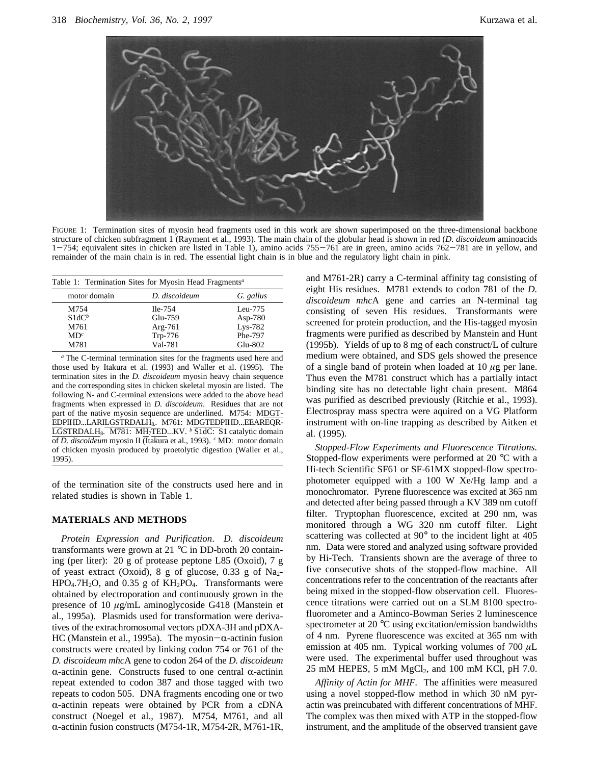FIGURE 1: Termination sites of myosin head fragments used in this work are shown superimposed on the three-dimensional backbone structure of chicken subfragment 1 (Rayment et al., 1993). The main chain of the globular head is shown in red (*D. discoideum* aminoacids 1−754; equivalent sites in chicken are listed in Table 1), amino acids 755−761 are in green, amino acids 762−781 are in yellow, and remainder of the main chain is in red. The essential light chain is in blue and the regulatory light chain in pink.

Table 1: Termination Sites for Myosin Head Fragments[a]

| motor domain | *D. discoideum* | *G. gallus* |
|---|---|---|
| M754 | Ile-754 | Leu-775 |
| S1dC[b] | Glu-759 | Asp-780 |
| M761 | Arg-761 | Lys-782 |
| MD[c] | Trp-776 | Phe-797 |
| M781 | Val-781 | Glu-802 |

[a] The C-terminal termination sites for the fragments used here and those used by Itakura et al. (1993) and Waller et al. (1995). The termination sites in the *D. discoideum* myosin heavy chain sequence and the corresponding sites in chicken skeletal myosin are listed. The following N- and C-terminal extensions were added to the above head fragments when expressed in *D. discoideum*. Residues that are not part of the native myosin sequence are underlined. M754: MDGTEDPIHD...LARILGSTRDALH$_8$. M761: MDGTEDPIHD...EEAREQRLGSTRDALH$_8$. M781: MH$_7$TED...KV. [b] S1dC: S1 catalytic domain of *D. discoideum* myosin II (Itakura et al., 1993). [c] MD: motor domain of chicken myosin produced by proetolytic digestion (Waller et al., 1995).

of the termination site of the constructs used here and in related studies is shown in Table 1.

## MATERIALS AND METHODS

*Protein Expression and Purification.* *D. discoideum* transformants were grown at 21 °C in DD-broth 20 containing (per liter): 20 g of protease peptone L85 (Oxoid), 7 g of yeast extract (Oxoid), 8 g of glucose, 0.33 g of $Na_2HPO_4 \cdot 7H_2O$, and 0.35 g of $KH_2PO_4$. Transformants were obtained by electroporation and continuously grown in the presence of 10 μg/mL aminoglycoside G418 (Manstein et al., 1995a). Plasmids used for transformation were derivatives of the extrachromosomal vectors pDXA-3H and pDXA-HC (Manstein et al., 1995a). The myosin−α-actinin fusion constructs were created by linking codon 754 or 761 of the *D. discoideum mhc*A gene to codon 264 of the *D. discoideum* α-actinin gene. Constructs fused to one central α-actinin repeat extended to codon 387 and those tagged with two repeats to codon 505. DNA fragments encoding one or two α-actinin repeats were obtained by PCR from a cDNA construct (Noegel et al., 1987). M754, M761, and all α-actinin fusion constructs (M754-1R, M754-2R, M761-1R, and M761-2R) carry a C-terminal affinity tag consisting of eight His residues. M781 extends to codon 781 of the *D. discoideum mhc*A gene and carries an N-terminal tag consisting of seven His residues. Transformants were screened for protein production, and the His-tagged myosin fragments were purified as described by Manstein and Hunt (1995b). Yields of up to 8 mg of each construct/L of culture medium were obtained, and SDS gels showed the presence of a single band of protein when loaded at 10 μg per lane. Thus even the M781 construct which has a partially intact binding site has no detectable light chain present. M864 was purified as described previously (Ritchie et al., 1993). Electrospray mass spectra were aquired on a VG Platform instrument with on-line trapping as described by Aitken et al. (1995).

*Stopped-Flow Experiments and Fluorescence Titrations.* Stopped-flow experiments were performed at 20 °C with a Hi-tech Scientific SF61 or SF-61MX stopped-flow spectrophotometer equipped with a 100 W Xe/Hg lamp and a monochromator. Pyrene fluorescence was excited at 365 nm and detected after being passed through a KV 389 nm cutoff filter. Tryptophan fluorescence, excited at 290 nm, was monitored through a WG 320 nm cutoff filter. Light scattering was collected at 90° to the incident light at 405 nm. Data were stored and analyzed using software provided by Hi-Tech. Transients shown are the average of three to five consecutive shots of the stopped-flow machine. All concentrations refer to the concentration of the reactants after being mixed in the stopped-flow observation cell. Fluorescence titrations were carried out on a SLM 8100 spectrofluorometer and a Aminco-Bowman Series 2 luminescence spectrometer at 20 °C using excitation/emission bandwidths of 4 nm. Pyrene fluorescence was excited at 365 nm with emission at 405 nm. Typical working volumes of 700 μL were used. The experimental buffer used throughout was 25 mM HEPES, 5 mM $MgCl_2$, and 100 mM KCl, pH 7.0.

*Affinity of Actin for MHF.* The affinities were measured using a novel stopped-flow method in which 30 nM pyr-actin was preincubated with different concentrations of MHF. The complex was then mixed with ATP in the stopped-flow instrument, and the amplitude of the observed transient gave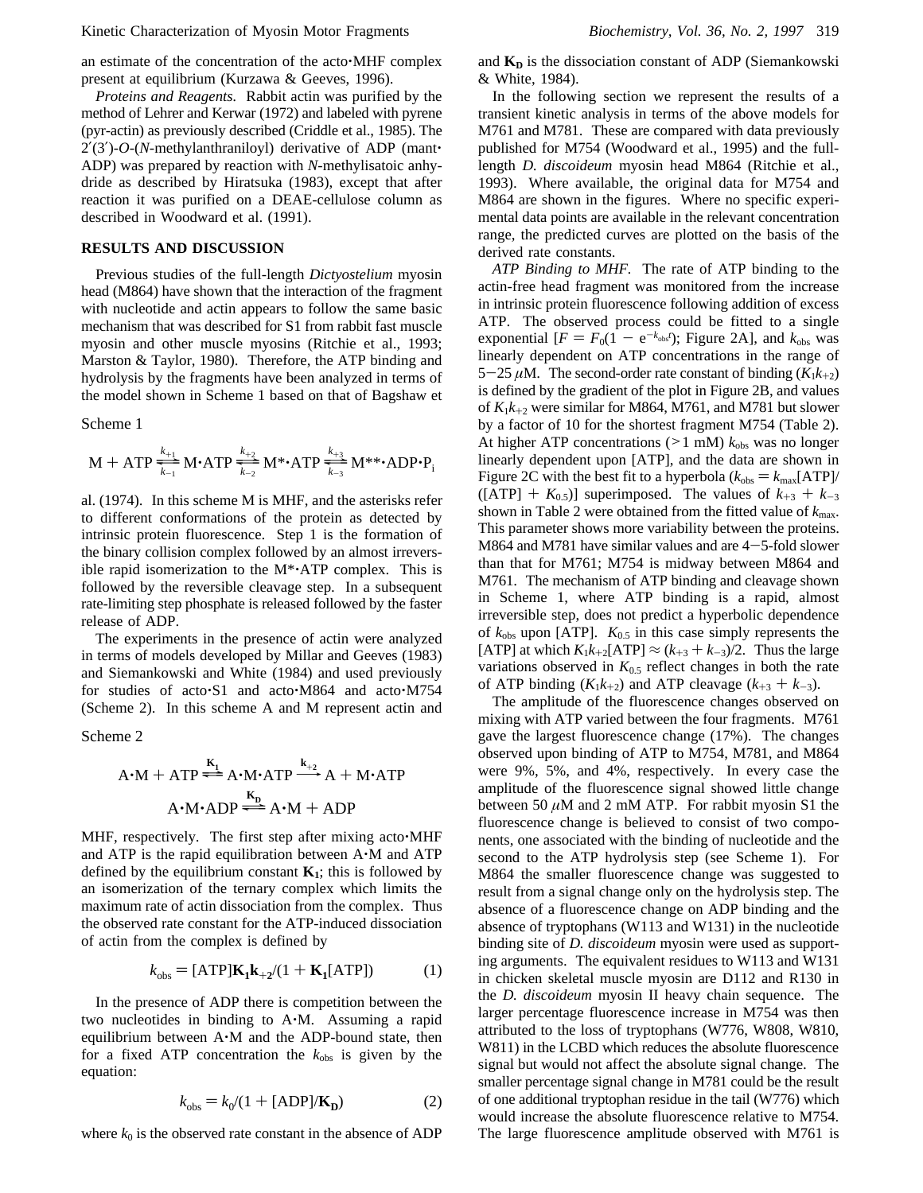an estimate of the concentration of the acto·MHF complex present at equilibrium (Kurzawa & Geeves, 1996).

*Proteins and Reagents.* Rabbit actin was purified by the method of Lehrer and Kerwar (1972) and labeled with pyrene (pyr-actin) as previously described (Criddle et al., 1985). The 2′(3′)-*O*-(*N*-methylanthraniloyl) derivative of ADP (mant·ADP) was prepared by reaction with *N*-methylisatoic anhydride as described by Hiratsuka (1983), except that after reaction it was purified on a DEAE-cellulose column as described in Woodward et al. (1991).

## RESULTS AND DISCUSSION

Previous studies of the full-length *Dictyostelium* myosin head (M864) have shown that the interaction of the fragment with nucleotide and actin appears to follow the same basic mechanism that was described for S1 from rabbit fast muscle myosin and other muscle myosins (Ritchie et al., 1993; Marston & Taylor, 1980). Therefore, the ATP binding and hydrolysis by the fragments have been analyzed in terms of the model shown in Scheme 1 based on that of Bagshaw et al. (1974). In this scheme M is MHF, and the asterisks refer to different conformations of the protein as detected by intrinsic protein fluorescence. Step 1 is the formation of the binary collision complex followed by an almost irreversible rapid isomerization to the M*·ATP complex. This is followed by the reversible cleavage step. In a subsequent rate-limiting step phosphate is released followed by the faster release of ADP.

Scheme 1

$$\mathrm{M} + \mathrm{ATP} \underset{k_{-1}}{\overset{k_{+1}}{\rightleftharpoons}} \mathrm{M{\cdot}ATP} \underset{k_{-2}}{\overset{k_{+2}}{\rightleftharpoons}} \mathrm{M^{*}{\cdot}ATP} \underset{k_{-3}}{\overset{k_{+3}}{\rightleftharpoons}} \mathrm{M^{**}{\cdot}ADP{\cdot}P_i}$$

The experiments in the presence of actin were analyzed in terms of models developed by Millar and Geeves (1983) and Siemankowski and White (1984) and used previously for studies of acto·S1 and acto·M864 and acto·M754 (Scheme 2). In this scheme A and M represent actin and MHF, respectively. The first step after mixing acto·MHF and ATP is the rapid equilibration between A·M and ATP defined by the equilibrium constant $\mathbf{K_1}$; this is followed by an isomerization of the ternary complex which limits the maximum rate of actin dissociation from the complex. Thus the observed rate constant for the ATP-induced dissociation of actin from the complex is defined by

Scheme 2

$$\mathrm{A{\cdot}M} + \mathrm{ATP} \overset{\mathbf{K_1}}{\rightleftharpoons} \mathrm{A{\cdot}M{\cdot}ATP} \overset{\mathbf{k_{+2}}}{\longrightarrow} \mathrm{A} + \mathrm{M{\cdot}ATP}$$

$$\mathrm{A{\cdot}M{\cdot}ADP} \overset{\mathbf{K_D}}{\rightleftharpoons} \mathrm{A{\cdot}M} + \mathrm{ADP}$$

$$k_{obs} = [\mathrm{ATP}]\mathbf{K_1}\mathbf{k_{+2}}/(1 + \mathbf{K_1}[\mathrm{ATP}]) \qquad (1)$$

In the presence of ADP there is competition between the two nucleotides in binding to A·M. Assuming a rapid equilibrium between A·M and the ADP-bound state, then for a fixed ATP concentration the $k_{obs}$ is given by the equation:

$$k_{obs} = k_0/(1 + [\mathrm{ADP}]/\mathbf{K_D}) \qquad (2)$$

where $k_0$ is the observed rate constant in the absence of ADP and $\mathbf{K_D}$ is the dissociation constant of ADP (Siemankowski & White, 1984).

In the following section we represent the results of a transient kinetic analysis in terms of the above models for M761 and M781. These are compared with data previously published for M754 (Woodward et al., 1995) and the full-length *D. discoideum* myosin head M864 (Ritchie et al., 1993). Where available, the original data for M754 and M864 are shown in the figures. Where no specific experimental data points are available in the relevant concentration range, the predicted curves are plotted on the basis of the derived rate constants.

*ATP Binding to MHF.* The rate of ATP binding to the actin-free head fragment was monitored from the increase in intrinsic protein fluorescence following addition of excess ATP. The observed process could be fitted to a single exponential [$F = F_0(1 - e^{-k_{obs}t})$; Figure 2A], and $k_{obs}$ was linearly dependent on ATP concentrations in the range of 5−25 μM. The second-order rate constant of binding ($K_1k_{+2}$) is defined by the gradient of the plot in Figure 2B, and values of $K_1k_{+2}$ were similar for M864, M761, and M781 but slower by a factor of 10 for the shortest fragment M754 (Table 2). At higher ATP concentrations (>1 mM) $k_{obs}$ was no longer linearly dependent upon [ATP], and the data are shown in Figure 2C with the best fit to a hyperbola ($k_{obs} = k_{max}[\mathrm{ATP}]/([\mathrm{ATP}] + K_{0.5})$) superimposed. The values of $k_{+3} + k_{-3}$ shown in Table 2 were obtained from the fitted value of $k_{max}$. This parameter shows more variability between the proteins. M864 and M781 have similar values and are 4−5-fold slower than that for M761; M754 is midway between M864 and M761. The mechanism of ATP binding and cleavage shown in Scheme 1, where ATP binding is a rapid, almost irreversible step, does not predict a hyperbolic dependence of $k_{obs}$ upon [ATP]. $K_{0.5}$ in this case simply represents the [ATP] at which $K_1k_{+2}[\mathrm{ATP}] \approx (k_{+3} + k_{-3})/2$. Thus the large variations observed in $K_{0.5}$ reflect changes in both the rate of ATP binding ($K_1k_{+2}$) and ATP cleavage ($k_{+3} + k_{-3}$).

The amplitude of the fluorescence changes observed on mixing with ATP varied between the four fragments. M761 gave the largest fluorescence change (17%). The changes observed upon binding of ATP to M754, M781, and M864 were 9%, 5%, and 4%, respectively. In every case the amplitude of the fluorescence signal showed little change between 50 μM and 2 mM ATP. For rabbit myosin S1 the fluorescence change is believed to consist of two components, one associated with the binding of nucleotide and the second to the ATP hydrolysis step (see Scheme 1). For M864 the smaller fluorescence change was suggested to result from a signal change only on the hydrolysis step. The absence of a fluorescence change on ADP binding and the absence of tryptophans (W113 and W131) in the nucleotide binding site of *D. discoideum* myosin were used as supporting arguments. The equivalent residues to W113 and W131 in chicken skeletal muscle myosin are D112 and R130 in the *D. discoideum* myosin II heavy chain sequence. The larger percentage fluorescence increase in M754 was then attributed to the loss of tryptophans (W776, W808, W810, W811) in the LCBD which reduces the absolute fluorescence signal but would not affect the absolute signal change. The smaller percentage signal change in M781 could be the result of one additional tryptophan residue in the tail (W776) which would increase the absolute fluorescence relative to M754. The large fluorescence amplitude observed with M761 is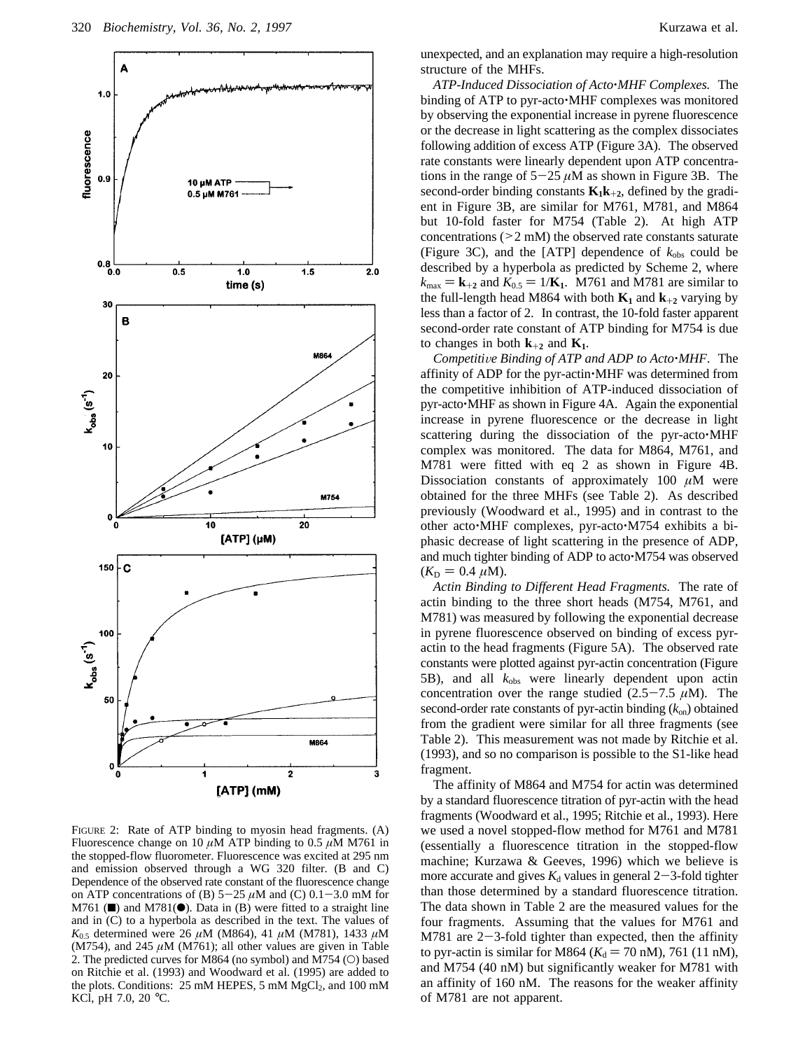FIGURE 2: Rate of ATP binding to myosin head fragments. (A) Fluorescence change on 10 $\mu$M ATP binding to 0.5 $\mu$M M761 in the stopped-flow fluorometer. Fluorescence was excited at 295 nm and emission observed through a WG 320 filter. (B and C) Dependence of the observed rate constant of the fluorescence change on ATP concentrations of (B) 5−25 $\mu$M and (C) 0.1−3.0 mM for M761 (■) and M781(●). Data in (B) were fitted to a straight line and in (C) to a hyperbola as described in the text. The values of $K_{0.5}$ determined were 26 $\mu$M (M864), 41 $\mu$M (M781), 1433 $\mu$M (M754), and 245 $\mu$M (M761); all other values are given in Table 2. The predicted curves for M864 (no symbol) and M754 (○) based on Ritchie et al. (1993) and Woodward et al. (1995) are added to the plots. Conditions: 25 mM HEPES, 5 mM $MgCl_2$, and 100 mM KCl, pH 7.0, 20 °C.

unexpected, and an explanation may require a high-resolution structure of the MHFs.

*ATP-Induced Dissociation of Acto·MHF Complexes.* The binding of ATP to pyr-acto·MHF complexes was monitored by observing the exponential increase in pyrene fluorescence or the decrease in light scattering as the complex dissociates following addition of excess ATP (Figure 3A). The observed rate constants were linearly dependent upon ATP concentrations in the range of 5−25 $\mu$M as shown in Figure 3B. The second-order binding constants $\mathbf{K_1 k_{+2}}$, defined by the gradient in Figure 3B, are similar for M761, M781, and M864 but 10-fold faster for M754 (Table 2). At high ATP concentrations (>2 mM) the observed rate constants saturate (Figure 3C), and the [ATP] dependence of $k_{obs}$ could be described by a hyperbola as predicted by Scheme 2, where $k_{max} = \mathbf{k_{+2}}$ and $K_{0.5} = 1/\mathbf{K_1}$. M761 and M781 are similar to the full-length head M864 with both $\mathbf{K_1}$ and $\mathbf{k_{+2}}$ varying by less than a factor of 2. In contrast, the 10-fold faster apparent second-order rate constant of ATP binding for M754 is due to changes in both $\mathbf{k_{+2}}$ and $\mathbf{K_1}$.

*Competitive Binding of ATP and ADP to Acto·MHF.* The affinity of ADP for the pyr-actin·MHF was determined from the competitive inhibition of ATP-induced dissociation of pyr-acto·MHF as shown in Figure 4A. Again the exponential increase in pyrene fluorescence or the decrease in light scattering during the dissociation of the pyr-acto·MHF complex was monitored. The data for M864, M761, and M781 were fitted with eq 2 as shown in Figure 4B. Dissociation constants of approximately 100 $\mu$M were obtained for the three MHFs (see Table 2). As described previously (Woodward et al., 1995) and in contrast to the other acto·MHF complexes, pyr-acto·M754 exhibits a biphasic decrease of light scattering in the presence of ADP, and much tighter binding of ADP to acto·M754 was observed ($K_D = 0.4$ $\mu$M).

*Actin Binding to Different Head Fragments.* The rate of actin binding to the three short heads (M754, M761, and M781) was measured by following the exponential decrease in pyrene fluorescence observed on binding of excess pyr-actin to the head fragments (Figure 5A). The observed rate constants were plotted against pyr-actin concentration (Figure 5B), and all $k_{obs}$ were linearly dependent upon actin concentration over the range studied (2.5−7.5 $\mu$M). The second-order rate constants of pyr-actin binding ($k_{on}$) obtained from the gradient were similar for all three fragments (see Table 2). This measurement was not made by Ritchie et al. (1993), and so no comparison is possible to the S1-like head fragment.

The affinity of M864 and M754 for actin was determined by a standard fluorescence titration of pyr-actin with the head fragments (Woodward et al., 1995; Ritchie et al., 1993). Here we used a novel stopped-flow method for M761 and M781 (essentially a fluorescence titration in the stopped-flow machine; Kurzawa & Geeves, 1996) which we believe is more accurate and gives $K_d$ values in general 2−3-fold tighter than those determined by a standard fluorescence titration. The data shown in Table 2 are the measured values for the four fragments. Assuming that the values for M761 and M781 are 2−3-fold tighter than expected, then the affinity to pyr-actin is similar for M864 ($K_d = 70$ nM), 761 (11 nM), and M754 (40 nM) but significantly weaker for M781 with an affinity of 160 nM. The reasons for the weaker affinity of M781 are not apparent.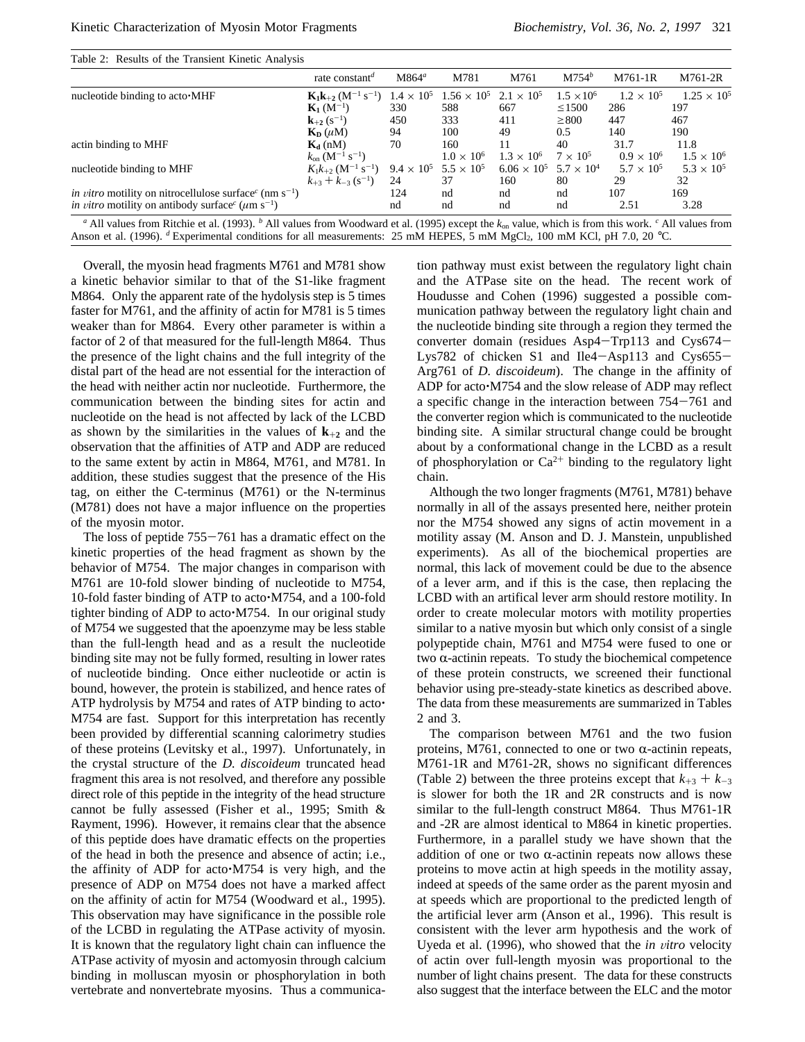Table 2: Results of the Transient Kinetic Analysis

| | rate constant[d] | M864[a] | M781 | M761 | M754[b] | M761-1R | M761-2R |
|---|---|---|---|---|---|---|---|
| nucleotide binding to acto·MHF | $\mathbf{K_1k_{+2}}$ ($M^{-1}\,s^{-1}$) | $1.4 \times 10^5$ | $1.56 \times 10^5$ | $2.1 \times 10^5$ | $1.5 \times 10^6$ | $1.2 \times 10^5$ | $1.25 \times 10^5$ |
| | $\mathbf{K_1}$ ($M^{-1}$) | 330 | 588 | 667 | ≤1500 | 286 | 197 |
| | $\mathbf{k_{+2}}$ ($s^{-1}$) | 450 | 333 | 411 | ≥800 | 447 | 467 |
| | $\mathbf{K_D}$ ($\mu$M) | 94 | 100 | 49 | 0.5 | 140 | 190 |
| actin binding to MHF | $\mathbf{K_d}$ (nM) | 70 | 160 | 11 | 40 | 31.7 | 11.8 |
| | $k_{on}$ ($M^{-1}\,s^{-1}$) | | $1.0 \times 10^6$ | $1.3 \times 10^6$ | $7 \times 10^5$ | $0.9 \times 10^6$ | $1.5 \times 10^6$ |
| nucleotide binding to MHF | $K_1k_{+2}$ ($M^{-1}\,s^{-1}$) | $9.4 \times 10^5$ | $5.5 \times 10^5$ | $6.06 \times 10^5$ | $5.7 \times 10^4$ | $5.7 \times 10^5$ | $5.3 \times 10^5$ |
| | $k_{+3} + k_{-3}$ ($s^{-1}$) | 24 | 37 | 160 | 80 | 29 | 32 |
| *in vitro* motility on nitrocellulose surface[c] (nm $s^{-1}$) | | 124 | nd | nd | nd | 107 | 169 |
| *in vitro* motility on antibody surface[c] ($\mu$m $s^{-1}$) | | nd | nd | nd | nd | 2.51 | 3.28 |

[a] All values from Ritchie et al. (1993). [b] All values from Woodward et al. (1995) except the $k_{on}$ value, which is from this work. [c] All values from Anson et al. (1996). [d] Experimental conditions for all measurements: 25 mM HEPES, 5 mM $MgCl_2$, 100 mM KCl, pH 7.0, 20 °C.

Overall, the myosin head fragments M761 and M781 show a kinetic behavior similar to that of the S1-like fragment M864. Only the apparent rate of the hydrolysis step is 5 times faster for M761, and the affinity of actin for M781 is 5 times weaker than for M864. Every other parameter is within a factor of 2 of that measured for the full-length M864. Thus the presence of the light chains and the full integrity of the distal part of the head are not essential for the interaction of the head with neither actin nor nucleotide. Furthermore, the communication between the binding sites for actin and nucleotide on the head is not affected by lack of the LCBD as shown by the similarities in the values of $\mathbf{k_{+2}}$ and the observation that the affinities of ATP and ADP are reduced to the same extent by actin in M864, M761, and M781. In addition, these studies suggest that the presence of the His tag, on either the C-terminus (M761) or the N-terminus (M781) does not have a major influence on the properties of the myosin motor.

The loss of peptide 755−761 has a dramatic effect on the kinetic properties of the head fragment as shown by the behavior of M754. The major changes in comparison with M761 are 10-fold slower binding of nucleotide to M754, 10-fold faster binding of ATP to acto·M754, and a 100-fold tighter binding of ADP to acto·M754. In our original study of M754 we suggested that the apoenzyme may be less stable than the full-length head and as a result the nucleotide binding site may not be fully formed, resulting in lower rates of nucleotide binding. Once either nucleotide or actin is bound, however, the protein is stabilized, and hence rates of ATP hydrolysis by M754 and rates of ATP binding to acto·M754 are fast. Support for this interpretation has recently been provided by differential scanning calorimetry studies of these proteins (Levitsky et al., 1997). Unfortunately, in the crystal structure of the *D. discoideum* truncated head fragment this area is not resolved, and therefore any possible direct role of this peptide in the integrity of the head structure cannot be fully assessed (Fisher et al., 1995; Smith & Rayment, 1996). However, it remains clear that the absence of this peptide does have dramatic effects on the properties of the head in both the presence and absence of actin; i.e., the affinity of ADP for acto·M754 is very high, and the presence of ADP on M754 does not have a marked affect on the affinity of actin for M754 (Woodward et al., 1995). This observation may have significance in the possible role of the LCBD in regulating the ATPase activity of myosin. It is known that the regulatory light chain can influence the ATPase activity of myosin and actomyosin through calcium binding in molluscan myosin or phosphorylation in both vertebrate and nonvertebrate myosins. Thus a communication pathway must exist between the regulatory light chain and the ATPase site on the head. The recent work of Houdusse and Cohen (1996) suggested a possible communication pathway between the regulatory light chain and the nucleotide binding site through a region they termed the converter domain (residues Asp4−Trp113 and Cys674−Lys782 of chicken S1 and Ile4−Asp113 and Cys655−Arg761 of *D. discoideum*). The change in the affinity of ADP for acto·M754 and the slow release of ADP may reflect a specific change in the interaction between 754−761 and the converter region which is communicated to the nucleotide binding site. A similar structural change could be brought about by a conformational change in the LCBD as a result of phosphorylation or $Ca^{2+}$ binding to the regulatory light chain.

Although the two longer fragments (M761, M781) behave normally in all of the assays presented here, neither protein nor the M754 showed any signs of actin movement in a motility assay (M. Anson and D. J. Manstein, unpublished experiments). As all of the biochemical properties are normal, this lack of movement could be due to the absence of a lever arm, and if this is the case, then replacing the LCBD with an artifical lever arm should restore motility. In order to create molecular motors with motility properties similar to a native myosin but which only consist of a single polypeptide chain, M761 and M754 were fused to one or two α-actinin repeats. To study the biochemical competence of these protein constructs, we screened their functional behavior using pre-steady-state kinetics as described above. The data from these measurements are summarized in Tables 2 and 3.

The comparison between M761 and the two fusion proteins, M761, connected to one or two α-actinin repeats, M761-1R and M761-2R, shows no significant differences (Table 2) between the three proteins except that $k_{+3} + k_{-3}$ is slower for both the 1R and 2R constructs and is now similar to the full-length construct M864. Thus M761-1R and -2R are almost identical to M864 in kinetic properties. Furthermore, in a parallel study we have shown that the addition of one or two α-actinin repeats now allows these proteins to move actin at high speeds in the motility assay, indeed at speeds of the same order as the parent myosin and at speeds which are proportional to the predicted length of the artificial lever arm (Anson et al., 1996). This result is consistent with the lever arm hypothesis and the work of Uyeda et al. (1996), who showed that the *in vitro* velocity of actin over full-length myosin was proportional to the number of light chains present. The data for these constructs also suggest that the interface between the ELC and the motor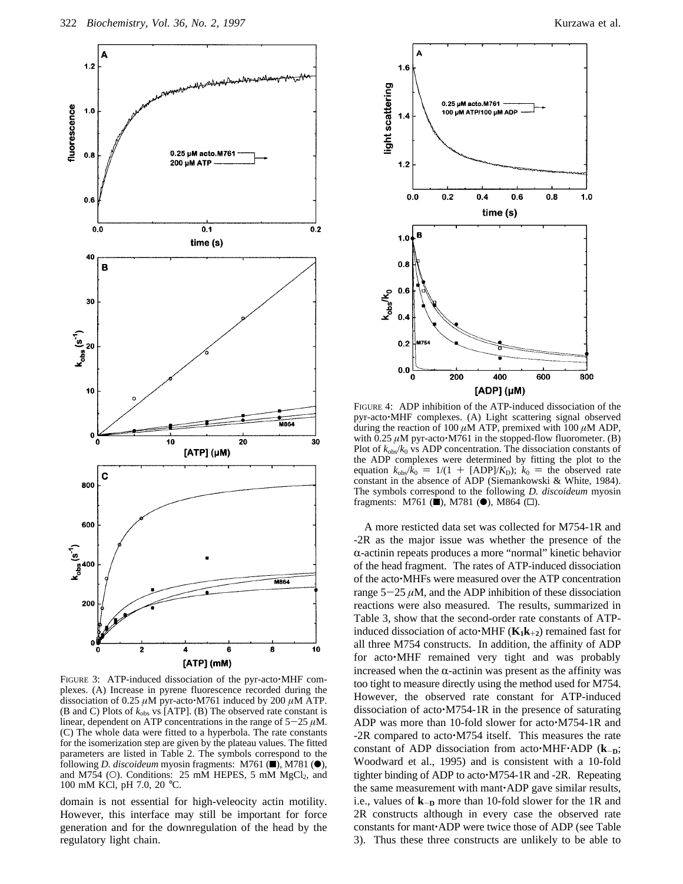FIGURE 3: ATP-induced dissociation of the pyr-acto·MHF complexes. (A) Increase in pyrene fluorescence recorded during the dissociation of 0.25 $\mu$M pyr-acto·M761 induced by 200 $\mu$M ATP. (B and C) Plots of $k_{obs}$ vs [ATP]. (B) The observed rate constant is linear, dependent on ATP concentrations in the range of 5−25 $\mu$M. (C) The whole data were fitted to a hyperbola. The rate constants for the isomerization step are given by the plateau values. The fitted parameters are listed in Table 2. The symbols correspond to the following *D. discoideum* myosin fragments: M761 (■), M781 (●), and M754 (○). Conditions: 25 mM HEPES, 5 mM $MgCl_2$, and 100 mM KCl, pH 7.0, 20 °C.

domain is not essential for high-veleocity actin motility. However, this interface may still be important for force generation and for the downregulation of the head by the regulatory light chain.

FIGURE 4: ADP inhibition of the ATP-induced dissociation of the pyr-acto·MHF complexes. (A) Light scattering signal observed during the reaction of 100 $\mu$M ATP, premixed with 100 $\mu$M ADP, with 0.25 $\mu$M pyr-acto·M761 in the stopped-flow fluorometer. (B) Plot of $k_{obs}/k_0$ vs ADP concentration. The dissociation constants of the ADP complexes were determined by fitting the plot to the equation $k_{obs}/k_0 = 1/(1 + [ADP]/K_D)$; $k_0$ = the observed rate constant in the absence of ADP (Siemankowski & White, 1984). The symbols correspond to the following *D. discoideum* myosin fragments: M761 (■), M781 (●), M864 (□).

A more resticted data set was collected for M754-1R and -2R as the major issue was whether the presence of the α-actinin repeats produces a more "normal" kinetic behavior of the head fragment. The rates of ATP-induced dissociation of the acto·MHFs were measured over the ATP concentration range 5−25 $\mu$M, and the ADP inhibition of these dissociation reactions were also measured. The results, summarized in Table 3, show that the second-order rate constants of ATP-induced dissociation of acto·MHF ($\mathbf{K_1k_{+2}}$) remained fast for all three M754 constructs. In addition, the affinity of ADP for acto·MHF remained very tight and was probably increased when the α-actinin was present as the affinity was too tight to measure directly using the method used for M754. However, the observed rate constant for ATP-induced dissociation of acto·M754-1R in the presence of saturating ADP was more than 10-fold slower for acto·M754-1R and -2R compared to acto·M754 itself. This measures the rate constant of ADP dissociation from acto·MHF·ADP ($\mathbf{k_{-D}}$; Woodward et al., 1995) and is consistent with a 10-fold tighter binding of ADP to acto·M754-1R and -2R. Repeating the same measurement with mant·ADP gave similar results, i.e., values of $\mathbf{k_{-D}}$ more than 10-fold slower for the 1R and 2R constructs although in every case the observed rate constants for mant·ADP were twice those of ADP (see Table 3). Thus these three constructs are unlikely to be able to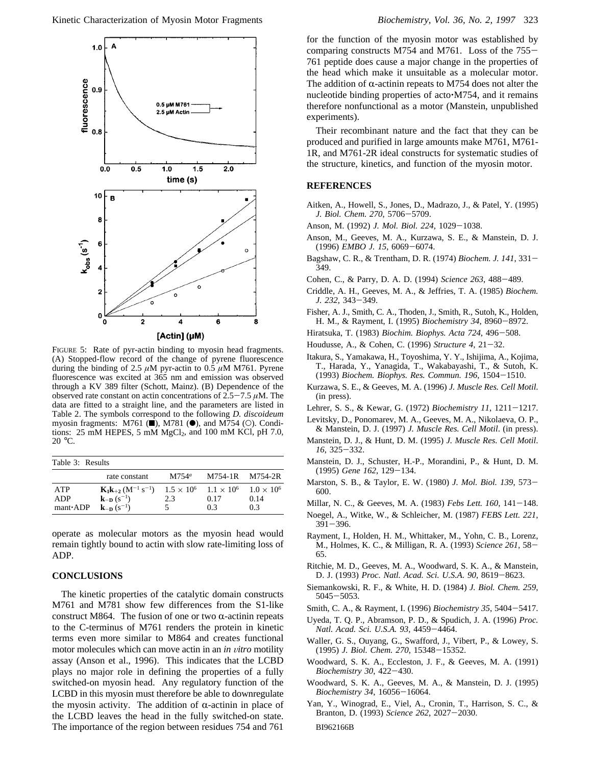A

1.0

0.9

0.8

fluorescence

0.5 μM M761
2.5 μM Actin

0.0 0.5 1.0 1.5 2.0

time (s)

B

10

8

6

4

2

0

$k_{obs}$ ($s^{-1}$)

0 2 4 6 8

[Actin] (μM)

FIGURE 5: Rate of pyr-actin binding to myosin head fragments. (A) Stopped-flow record of the change of pyrene fluorescence during the binding of 2.5 μM pyr-actin to 0.5 μM M761. Pyrene fluorescence was excited at 365 nm and emission was observed through a KV 389 filter (Schott, Mainz). (B) Dependence of the observed rate constant on actin concentrations of 2.5−7.5 μM. The data are fitted to a straight line, and the parameters are listed in Table 2. The symbols correspond to the following *D. discoideum* myosin fragments: M761 (■), M781 (●), and M754 (○). Conditions: 25 mM HEPES, 5 mM $MgCl_2$, and 100 mM KCl, pH 7.0, 20 °C.

Table 3: Results

| | rate constant | M754[a] | M754-1R | M754-2R |
|---|---|---|---|---|
| ATP | $\mathbf{K_1k_{+2}}$ ($M^{-1}$ $s^{-1}$) | $1.5 \times 10^6$ | $1.1 \times 10^6$ | $1.0 \times 10^6$ |
| ADP | $\mathbf{k_{-D}}$ ($s^{-1}$) | 2.3 | 0.17 | 0.14 |
| mant·ADP | $\mathbf{k_{-D}}$ ($s^{-1}$) | 5 | 0.3 | 0.3 |

operate as molecular motors as the myosin head would remain tightly bound to actin with slow rate-limiting loss of ADP.

## CONCLUSIONS

The kinetic properties of the catalytic domain constructs M761 and M781 show few differences from the S1-like construct M864. The fusion of one or two α-actinin repeats to the C-terminus of M761 renders the protein in kinetic terms even more similar to M864 and creates functional motor molecules which can move actin in an *in vitro* motility assay (Anson et al., 1996). This indicates that the LCBD plays no major role in defining the properties of a fully switched-on myosin head. Any regulatory function of the LCBD in this myosin must therefore be able to downregulate the myosin activity. The addition of α-actinin in place of the LCBD leaves the head in the fully switched-on state. The importance of the region between residues 754 and 761 for the function of the myosin motor was established by comparing constructs M754 and M761. Loss of the 755−761 peptide does cause a major change in the properties of the head which make it unsuitable as a molecular motor. The addition of α-actinin repeats to M754 does not alter the nucleotide binding properties of acto·M754, and it remains therefore nonfunctional as a motor (Manstein, unpublished experiments).

Their recombinant nature and the fact that they can be produced and purified in large amounts make M761, M761-1R, and M761-2R ideal constructs for systematic studies of the structure, kinetics, and function of the myosin motor.

## REFERENCES

Aitken, A., Howell, S., Jones, D., Madrazo, J., & Patel, Y. (1995) *J. Biol. Chem. 270*, 5706−5709.

Anson, M. (1992) *J. Mol. Biol. 224*, 1029−1038.

Anson, M., Geeves, M. A., Kurzawa, S. E., & Manstein, D. J. (1996) *EMBO J. 15*, 6069−6074.

Bagshaw, C. R., & Trentham, D. R. (1974) *Biochem. J. 141*, 331−349.

Cohen, C., & Parry, D. A. D. (1994) *Science 263*, 488−489.

Criddle, A. H., Geeves, M. A., & Jeffries, T. A. (1985) *Biochem. J. 232*, 343−349.

Fisher, A. J., Smith, C. A., Thoden, J., Smith, R., Sutoh, K., Holden, H. M., & Rayment, I. (1995) *Biochemistry 34*, 8960−8972.

Hiratsuka, T. (1983) *Biochim. Biophys. Acta 724*, 496−508.

Houdusse, A., & Cohen, C. (1996) *Structure 4*, 21−32.

Itakura, S., Yamakawa, H., Toyoshima, Y. Y., Ishijima, A., Kojima, T., Harada, Y., Yanagida, T., Wakabayashi, T., & Sutoh, K. (1993) *Biochem. Biophys. Res. Commun. 196*, 1504−1510.

Kurzawa, S. E., & Geeves, M. A. (1996) *J. Muscle Res. Cell Motil*. (in press).

Lehrer, S. S., & Kewar, G. (1972) *Biochemistry 11*, 1211−1217.

Levitsky, D., Ponomarev, M. A., Geeves, M. A., Nikolaeva, O. P., & Manstein, D. J. (1997) *J. Muscle Res. Cell Motil*. (in press).

Manstein, D. J., & Hunt, D. M. (1995) *J. Muscle Res. Cell Motil. 16*, 325−332.

Manstein, D. J., Schuster, H.-P., Morandini, P., & Hunt, D. M. (1995) *Gene 162*, 129−134.

Marston, S. B., & Taylor, E. W. (1980) *J. Mol. Biol. 139*, 573−600.

Millar, N. C., & Geeves, M. A. (1983) *Febs Lett. 160*, 141−148.

Noegel, A., Witke, W., & Schleicher, M. (1987) *FEBS Lett. 221*, 391−396.

Rayment, I., Holden, H. M., Whittaker, M., Yohn, C. B., Lorenz, M., Holmes, K. C., & Milligan, R. A. (1993) *Science 261*, 58−65.

Ritchie, M. D., Geeves, M. A., Woodward, S. K. A., & Manstein, D. J. (1993) *Proc. Natl. Acad. Sci. U.S.A. 90*, 8619−8623.

Siemankowski, R. F., & White, H. D. (1984) *J. Biol. Chem. 259*, 5045−5053.

Smith, C. A., & Rayment, I. (1996) *Biochemistry 35*, 5404−5417.

Uyeda, T. Q. P., Abramson, P. D., & Spudich, J. A. (1996) *Proc. Natl. Acad. Sci. U.S.A. 93*, 4459−4464.

Waller, G. S., Ouyang, G., Swafford, J., Vibert, P., & Lowey, S. (1995) *J. Biol. Chem. 270*, 15348−15352.

Woodward, S. K. A., Eccleston, J. F., & Geeves, M. A. (1991) *Biochemistry 30*, 422−430.

Woodward, S. K. A., Geeves, M. A., & Manstein, D. J. (1995) *Biochemistry 34*, 16056−16064.

Yan, Y., Winograd, E., Viel, A., Cronin, T., Harrison, S. C., & Branton, D. (1993) *Science 262*, 2027−2030.

BI962166B